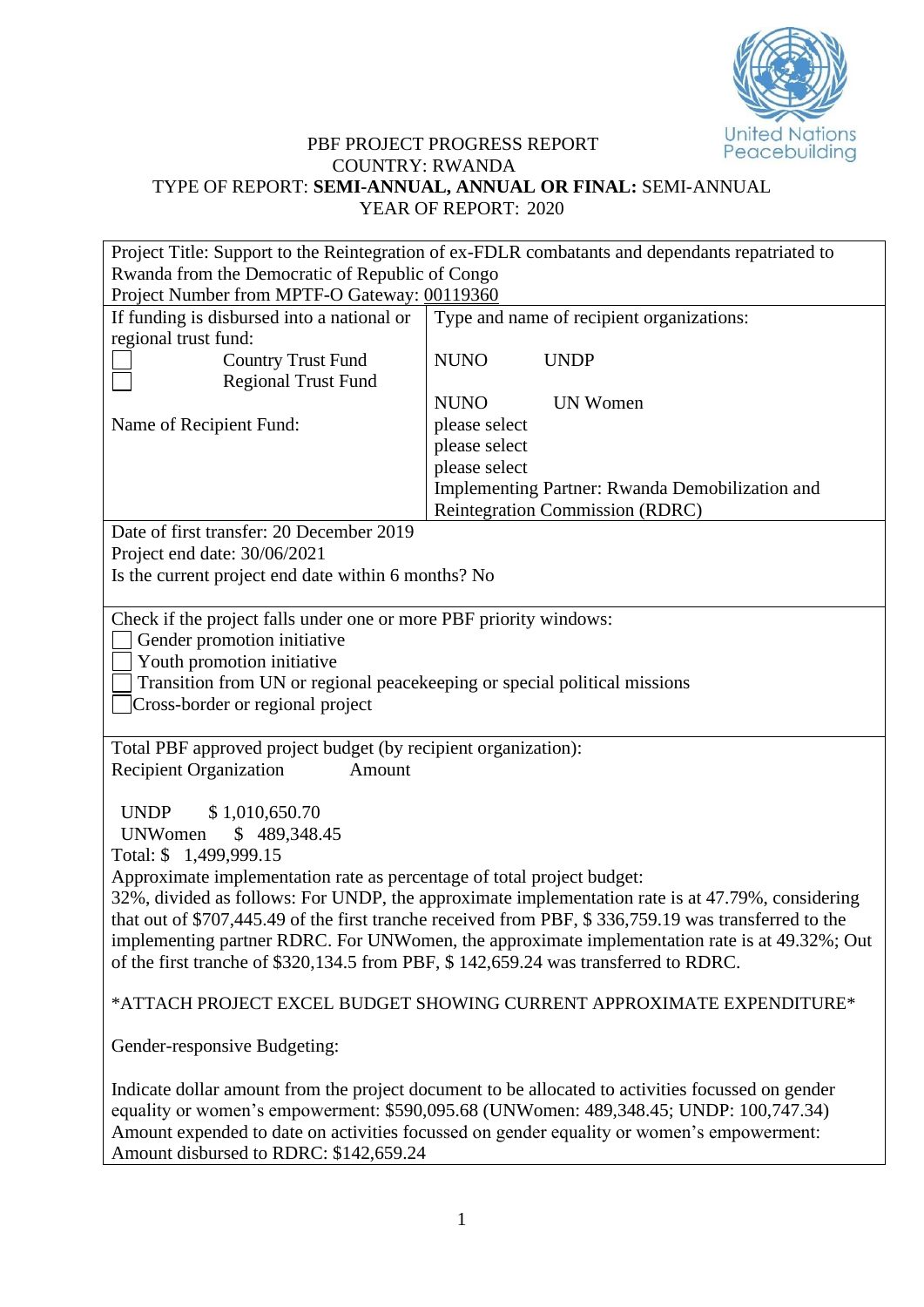PBF PROJECT PROGRESS REPORT
COUNTRY: RWANDA
TYPE OF REPORT: **SEMI-ANNUAL, ANNUAL OR FINAL:** SEMI-ANNUAL
YEAR OF REPORT: 2020

| | |
|---|---|
| Project Title: Support to the Reintegration of ex-FDLR combatants and dependants repatriated to Rwanda from the Democratic of Republic of Congo<br>Project Number from MPTF-O Gateway: 00119360 | |
| If funding is disbursed into a national or regional trust fund:<br>☐ Country Trust Fund<br>☐ Regional Trust Fund<br><br>Name of Recipient Fund: | Type and name of recipient organizations:<br><br>NUNO UNDP<br><br>NUNO UN Women<br>please select<br>please select<br>please select<br>Implementing Partner: Rwanda Demobilization and Reintegration Commission (RDRC) |
| Date of first transfer: 20 December 2019<br>Project end date: 30/06/2021<br>Is the current project end date within 6 months? No | |
| Check if the project falls under one or more PBF priority windows:<br>☐ Gender promotion initiative<br>☐ Youth promotion initiative<br>☐ Transition from UN or regional peacekeeping or special political missions<br>☐ Cross-border or regional project | |
| Total PBF approved project budget (by recipient organization):<br>Recipient Organization Amount<br><br>UNDP $ 1,010,650.70<br>UNWomen $ 489,348.45<br>Total: $ 1,499,999.15<br>Approximate implementation rate as percentage of total project budget:<br>32%, divided as follows: For UNDP, the approximate implementation rate is at 47.79%, considering that out of $707,445.49 of the first tranche received from PBF, $ 336,759.19 was transferred to the implementing partner RDRC. For UNWomen, the approximate implementation rate is at 49.32%; Out of the first tranche of $320,134.5 from PBF, $ 142,659.24 was transferred to RDRC.<br><br>\*ATTACH PROJECT EXCEL BUDGET SHOWING CURRENT APPROXIMATE EXPENDITURE\*<br><br>Gender-responsive Budgeting:<br><br>Indicate dollar amount from the project document to be allocated to activities focussed on gender equality or women's empowerment: $590,095.68 (UNWomen: 489,348.45; UNDP: 100,747.34)<br>Amount expended to date on activities focussed on gender equality or women's empowerment: Amount disbursed to RDRC: $142,659.24 | |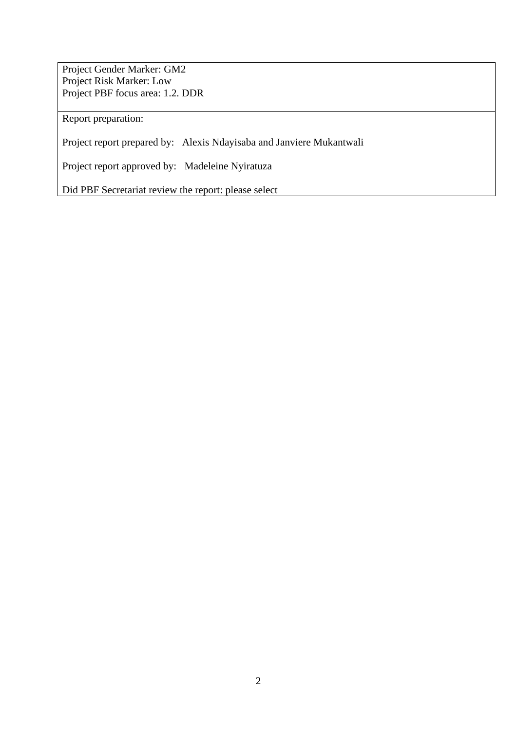Project Gender Marker: GM2
Project Risk Marker: Low
Project PBF focus area: 1.2. DDR

Report preparation:

Project report prepared by: Alexis Ndayisaba and Janviere Mukantwali

Project report approved by: Madeleine Nyiratuza

Did PBF Secretariat review the report: please select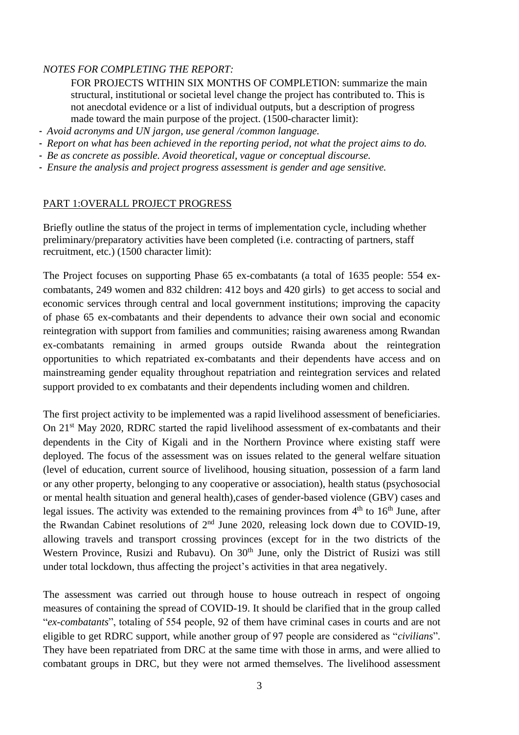*NOTES FOR COMPLETING THE REPORT:*

FOR PROJECTS WITHIN SIX MONTHS OF COMPLETION: summarize the main structural, institutional or societal level change the project has contributed to. This is not anecdotal evidence or a list of individual outputs, but a description of progress made toward the main purpose of the project. (1500-character limit):

- *Avoid acronyms and UN jargon, use general /common language.*
- *Report on what has been achieved in the reporting period, not what the project aims to do.*
- *Be as concrete as possible. Avoid theoretical, vague or conceptual discourse.*
- *Ensure the analysis and project progress assessment is gender and age sensitive.*

## PART 1:OVERALL PROJECT PROGRESS

Briefly outline the status of the project in terms of implementation cycle, including whether preliminary/preparatory activities have been completed (i.e. contracting of partners, staff recruitment, etc.) (1500 character limit):

The Project focuses on supporting Phase 65 ex-combatants (a total of 1635 people: 554 ex-combatants, 249 women and 832 children: 412 boys and 420 girls) to get access to social and economic services through central and local government institutions; improving the capacity of phase 65 ex-combatants and their dependents to advance their own social and economic reintegration with support from families and communities; raising awareness among Rwandan ex-combatants remaining in armed groups outside Rwanda about the reintegration opportunities to which repatriated ex-combatants and their dependents have access and on mainstreaming gender equality throughout repatriation and reintegration services and related support provided to ex combatants and their dependents including women and children.

The first project activity to be implemented was a rapid livelihood assessment of beneficiaries. On 21st May 2020, RDRC started the rapid livelihood assessment of ex-combatants and their dependents in the City of Kigali and in the Northern Province where existing staff were deployed. The focus of the assessment was on issues related to the general welfare situation (level of education, current source of livelihood, housing situation, possession of a farm land or any other property, belonging to any cooperative or association), health status (psychosocial or mental health situation and general health),cases of gender-based violence (GBV) cases and legal issues. The activity was extended to the remaining provinces from 4th to 16th June, after the Rwandan Cabinet resolutions of 2nd June 2020, releasing lock down due to COVID-19, allowing travels and transport crossing provinces (except for in the two districts of the Western Province, Rusizi and Rubavu). On 30th June, only the District of Rusizi was still under total lockdown, thus affecting the project's activities in that area negatively.

The assessment was carried out through house to house outreach in respect of ongoing measures of containing the spread of COVID-19. It should be clarified that in the group called "*ex-combatants*", totaling of 554 people, 92 of them have criminal cases in courts and are not eligible to get RDRC support, while another group of 97 people are considered as "*civilians*". They have been repatriated from DRC at the same time with those in arms, and were allied to combatant groups in DRC, but they were not armed themselves. The livelihood assessment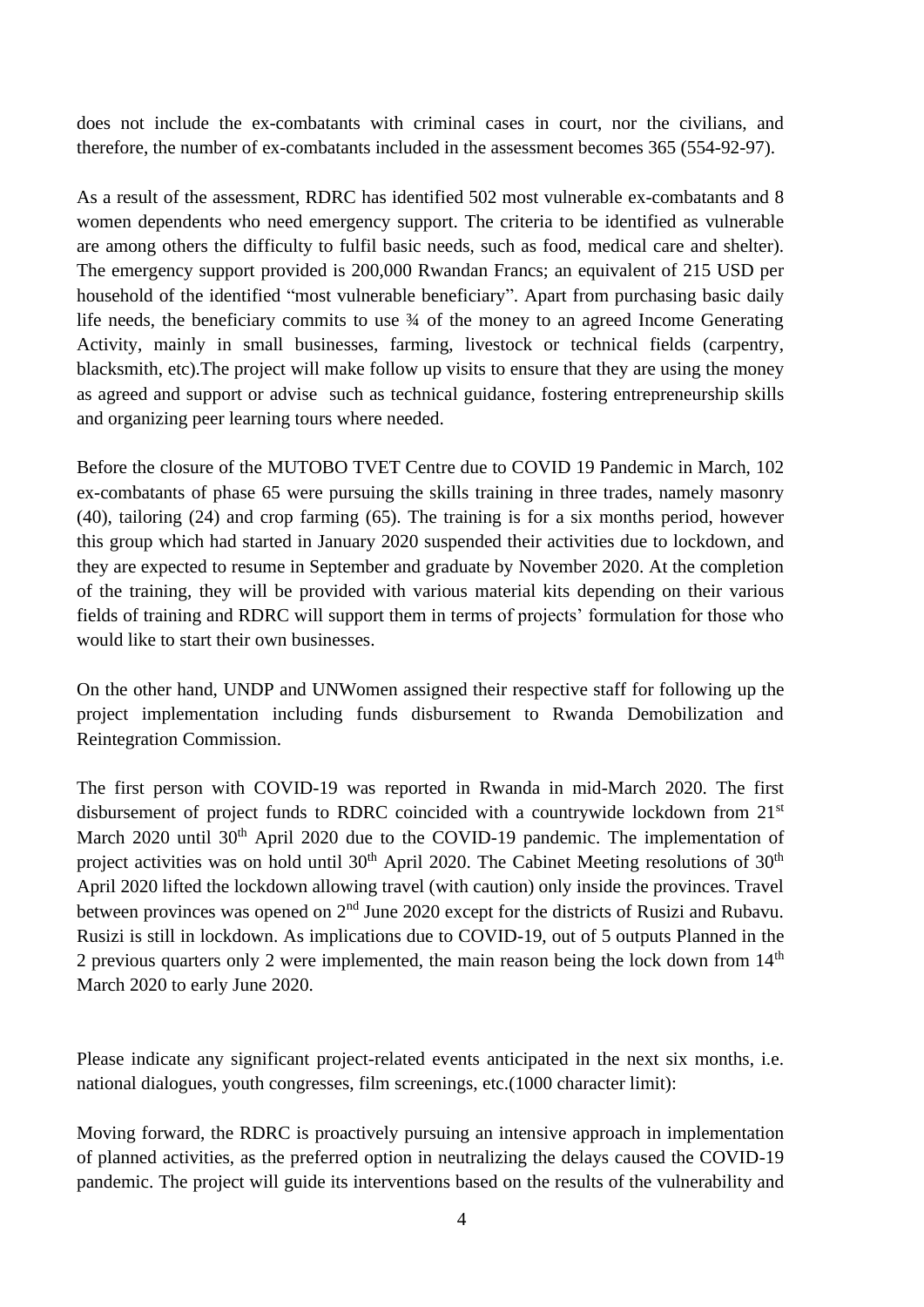does not include the ex-combatants with criminal cases in court, nor the civilians, and therefore, the number of ex-combatants included in the assessment becomes 365 (554-92-97).

As a result of the assessment, RDRC has identified 502 most vulnerable ex-combatants and 8 women dependents who need emergency support. The criteria to be identified as vulnerable are among others the difficulty to fulfil basic needs, such as food, medical care and shelter). The emergency support provided is 200,000 Rwandan Francs; an equivalent of 215 USD per household of the identified "most vulnerable beneficiary". Apart from purchasing basic daily life needs, the beneficiary commits to use ¾ of the money to an agreed Income Generating Activity, mainly in small businesses, farming, livestock or technical fields (carpentry, blacksmith, etc).The project will make follow up visits to ensure that they are using the money as agreed and support or advise such as technical guidance, fostering entrepreneurship skills and organizing peer learning tours where needed.

Before the closure of the MUTOBO TVET Centre due to COVID 19 Pandemic in March, 102 ex-combatants of phase 65 were pursuing the skills training in three trades, namely masonry (40), tailoring (24) and crop farming (65). The training is for a six months period, however this group which had started in January 2020 suspended their activities due to lockdown, and they are expected to resume in September and graduate by November 2020. At the completion of the training, they will be provided with various material kits depending on their various fields of training and RDRC will support them in terms of projects' formulation for those who would like to start their own businesses.

On the other hand, UNDP and UNWomen assigned their respective staff for following up the project implementation including funds disbursement to Rwanda Demobilization and Reintegration Commission.

The first person with COVID-19 was reported in Rwanda in mid-March 2020. The first disbursement of project funds to RDRC coincided with a countrywide lockdown from 21st March 2020 until 30th April 2020 due to the COVID-19 pandemic. The implementation of project activities was on hold until 30th April 2020. The Cabinet Meeting resolutions of 30th April 2020 lifted the lockdown allowing travel (with caution) only inside the provinces. Travel between provinces was opened on 2nd June 2020 except for the districts of Rusizi and Rubavu. Rusizi is still in lockdown. As implications due to COVID-19, out of 5 outputs Planned in the 2 previous quarters only 2 were implemented, the main reason being the lock down from 14th March 2020 to early June 2020.

Please indicate any significant project-related events anticipated in the next six months, i.e. national dialogues, youth congresses, film screenings, etc.(1000 character limit):

Moving forward, the RDRC is proactively pursuing an intensive approach in implementation of planned activities, as the preferred option in neutralizing the delays caused the COVID-19 pandemic. The project will guide its interventions based on the results of the vulnerability and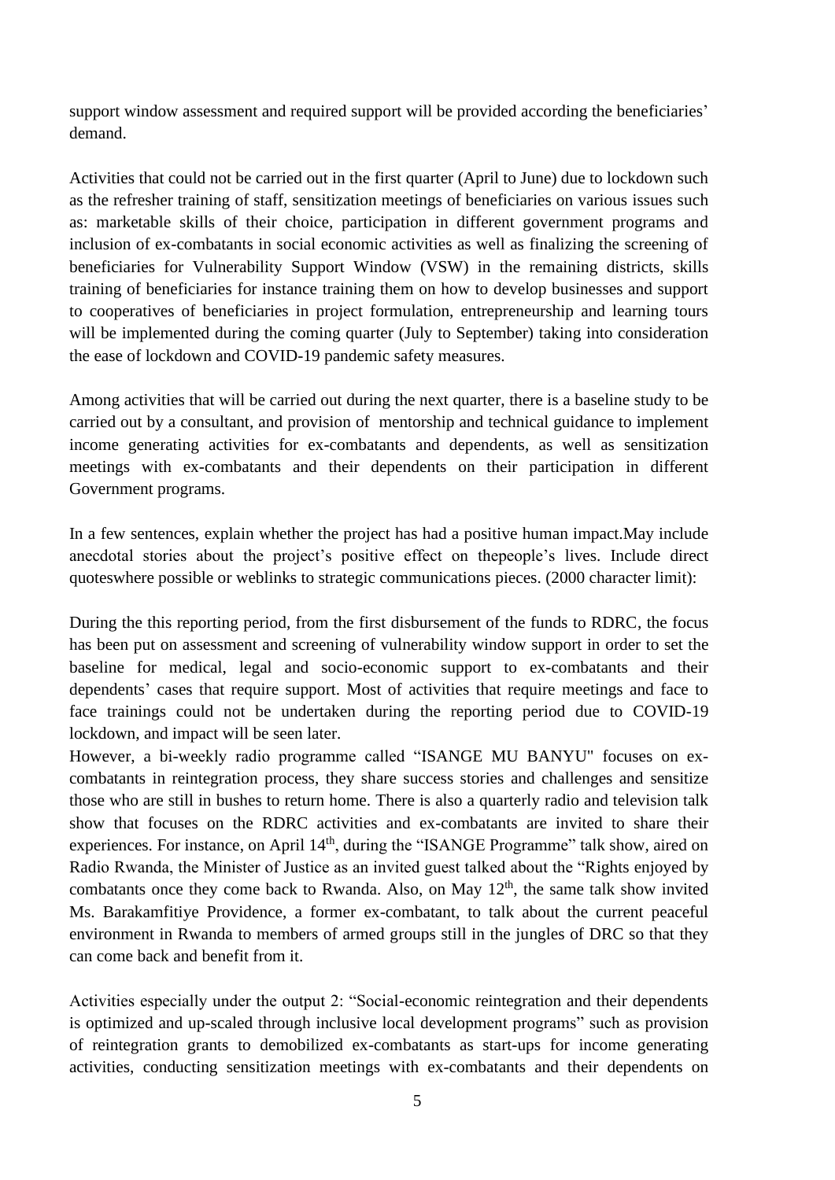support window assessment and required support will be provided according the beneficiaries' demand.

Activities that could not be carried out in the first quarter (April to June) due to lockdown such as the refresher training of staff, sensitization meetings of beneficiaries on various issues such as: marketable skills of their choice, participation in different government programs and inclusion of ex-combatants in social economic activities as well as finalizing the screening of beneficiaries for Vulnerability Support Window (VSW) in the remaining districts, skills training of beneficiaries for instance training them on how to develop businesses and support to cooperatives of beneficiaries in project formulation, entrepreneurship and learning tours will be implemented during the coming quarter (July to September) taking into consideration the ease of lockdown and COVID-19 pandemic safety measures.

Among activities that will be carried out during the next quarter, there is a baseline study to be carried out by a consultant, and provision of mentorship and technical guidance to implement income generating activities for ex-combatants and dependents, as well as sensitization meetings with ex-combatants and their dependents on their participation in different Government programs.

In a few sentences, explain whether the project has had a positive human impact.May include anecdotal stories about the project's positive effect on thepeople's lives. Include direct quoteswhere possible or weblinks to strategic communications pieces. (2000 character limit):

During the this reporting period, from the first disbursement of the funds to RDRC, the focus has been put on assessment and screening of vulnerability window support in order to set the baseline for medical, legal and socio-economic support to ex-combatants and their dependents' cases that require support. Most of activities that require meetings and face to face trainings could not be undertaken during the reporting period due to COVID-19 lockdown, and impact will be seen later.

However, a bi-weekly radio programme called "ISANGE MU BANYU" focuses on ex-combatants in reintegration process, they share success stories and challenges and sensitize those who are still in bushes to return home. There is also a quarterly radio and television talk show that focuses on the RDRC activities and ex-combatants are invited to share their experiences. For instance, on April 14th, during the "ISANGE Programme" talk show, aired on Radio Rwanda, the Minister of Justice as an invited guest talked about the "Rights enjoyed by combatants once they come back to Rwanda. Also, on May 12th, the same talk show invited Ms. Barakamfitiye Providence, a former ex-combatant, to talk about the current peaceful environment in Rwanda to members of armed groups still in the jungles of DRC so that they can come back and benefit from it.

Activities especially under the output 2: "Social-economic reintegration and their dependents is optimized and up-scaled through inclusive local development programs" such as provision of reintegration grants to demobilized ex-combatants as start-ups for income generating activities, conducting sensitization meetings with ex-combatants and their dependents on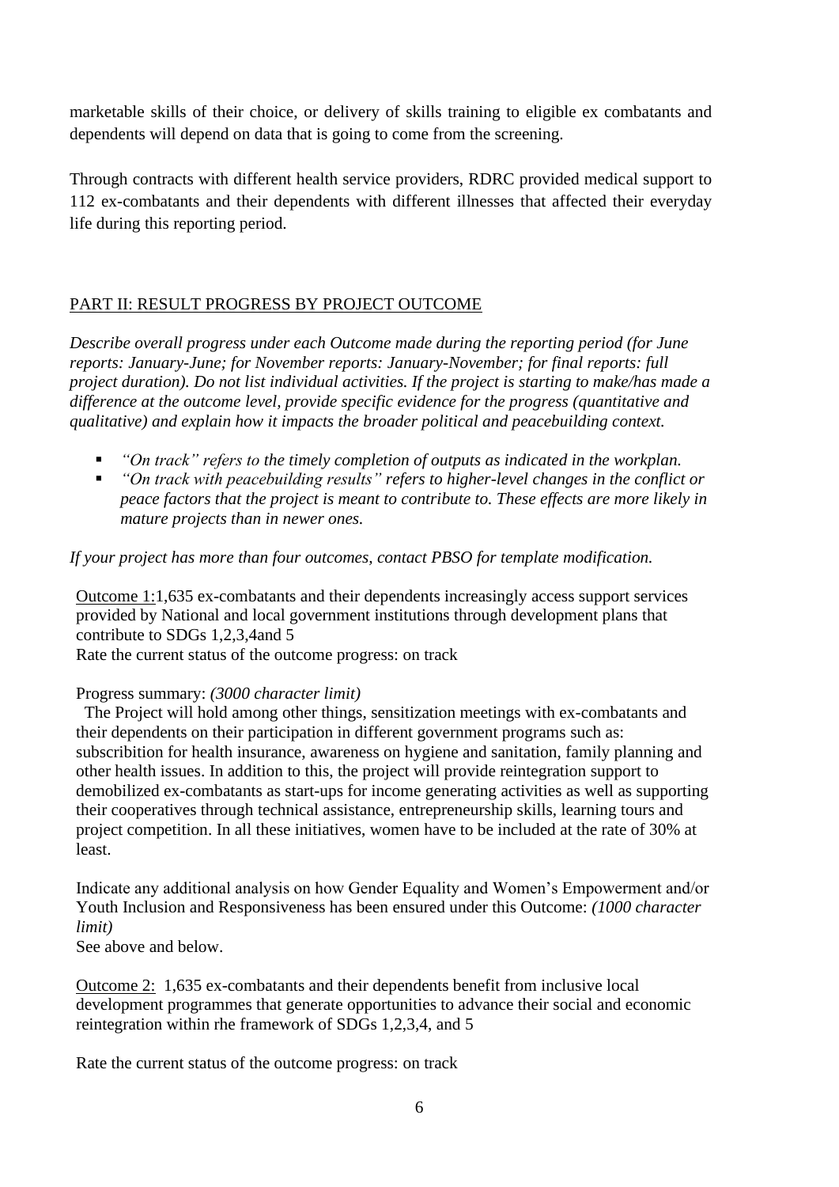marketable skills of their choice, or delivery of skills training to eligible ex combatants and dependents will depend on data that is going to come from the screening.

Through contracts with different health service providers, RDRC provided medical support to 112 ex-combatants and their dependents with different illnesses that affected their everyday life during this reporting period.

## PART II: RESULT PROGRESS BY PROJECT OUTCOME

*Describe overall progress under each Outcome made during the reporting period (for June reports: January-June; for November reports: January-November; for final reports: full project duration). Do not list individual activities. If the project is starting to make/has made a difference at the outcome level, provide specific evidence for the progress (quantitative and qualitative) and explain how it impacts the broader political and peacebuilding context.*

- *"On track" refers to the timely completion of outputs as indicated in the workplan.*
- *"On track with peacebuilding results" refers to higher-level changes in the conflict or peace factors that the project is meant to contribute to. These effects are more likely in mature projects than in newer ones.*

*If your project has more than four outcomes, contact PBSO for template modification.*

Outcome 1:1,635 ex-combatants and their dependents increasingly access support services provided by National and local government institutions through development plans that contribute to SDGs 1,2,3,4and 5

Rate the current status of the outcome progress: on track

Progress summary: *(3000 character limit)*

The Project will hold among other things, sensitization meetings with ex-combatants and their dependents on their participation in different government programs such as: subscribition for health insurance, awareness on hygiene and sanitation, family planning and other health issues. In addition to this, the project will provide reintegration support to demobilized ex-combatants as start-ups for income generating activities as well as supporting their cooperatives through technical assistance, entrepreneurship skills, learning tours and project competition. In all these initiatives, women have to be included at the rate of 30% at least.

Indicate any additional analysis on how Gender Equality and Women's Empowerment and/or Youth Inclusion and Responsiveness has been ensured under this Outcome: *(1000 character limit)*

See above and below.

Outcome 2: 1,635 ex-combatants and their dependents benefit from inclusive local development programmes that generate opportunities to advance their social and economic reintegration within rhe framework of SDGs 1,2,3,4, and 5

Rate the current status of the outcome progress: on track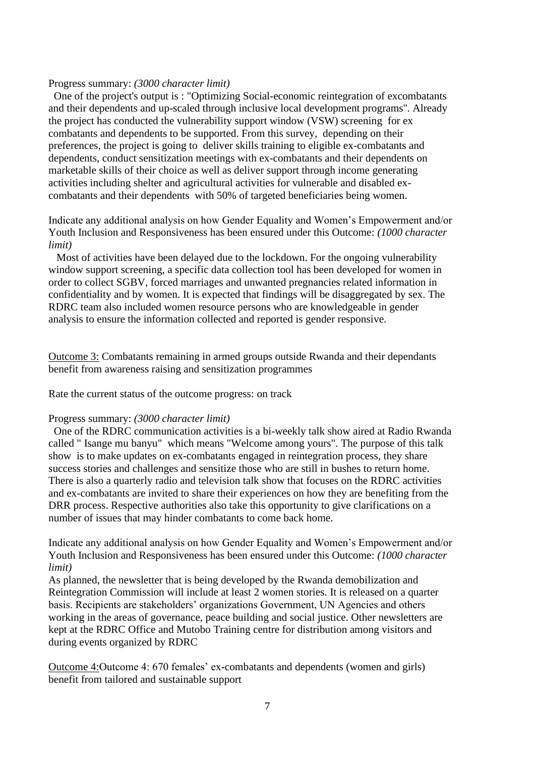Progress summary: *(3000 character limit)*

One of the project's output is : "Optimizing Social-economic reintegration of excombatants and their dependents and up-scaled through inclusive local development programs". Already the project has conducted the vulnerability support window (VSW) screening for ex combatants and dependents to be supported. From this survey, depending on their preferences, the project is going to deliver skills training to eligible ex-combatants and dependents, conduct sensitization meetings with ex-combatants and their dependents on marketable skills of their choice as well as deliver support through income generating activities including shelter and agricultural activities for vulnerable and disabled ex-combatants and their dependents with 50% of targeted beneficiaries being women.

Indicate any additional analysis on how Gender Equality and Women's Empowerment and/or Youth Inclusion and Responsiveness has been ensured under this Outcome: *(1000 character limit)*

Most of activities have been delayed due to the lockdown. For the ongoing vulnerability window support screening, a specific data collection tool has been developed for women in order to collect SGBV, forced marriages and unwanted pregnancies related information in confidentiality and by women. It is expected that findings will be disaggregated by sex. The RDRC team also included women resource persons who are knowledgeable in gender analysis to ensure the information collected and reported is gender responsive.

<u>Outcome 3:</u> Combatants remaining in armed groups outside Rwanda and their dependants benefit from awareness raising and sensitization programmes

Rate the current status of the outcome progress: on track

Progress summary: *(3000 character limit)*

One of the RDRC communication activities is a bi-weekly talk show aired at Radio Rwanda called " Isange mu banyu" which means "Welcome among yours". The purpose of this talk show is to make updates on ex-combatants engaged in reintegration process, they share success stories and challenges and sensitize those who are still in bushes to return home. There is also a quarterly radio and television talk show that focuses on the RDRC activities and ex-combatants are invited to share their experiences on how they are benefiting from the DRR process. Respective authorities also take this opportunity to give clarifications on a number of issues that may hinder combatants to come back home.

Indicate any additional analysis on how Gender Equality and Women's Empowerment and/or Youth Inclusion and Responsiveness has been ensured under this Outcome: *(1000 character limit)*

As planned, the newsletter that is being developed by the Rwanda demobilization and Reintegration Commission will include at least 2 women stories. It is released on a quarter basis. Recipients are stakeholders' organizations Government, UN Agencies and others working in the areas of governance, peace building and social justice. Other newsletters are kept at the RDRC Office and Mutobo Training centre for distribution among visitors and during events organized by RDRC

<u>Outcome 4:</u>Outcome 4: 670 females' ex-combatants and dependents (women and girls) benefit from tailored and sustainable support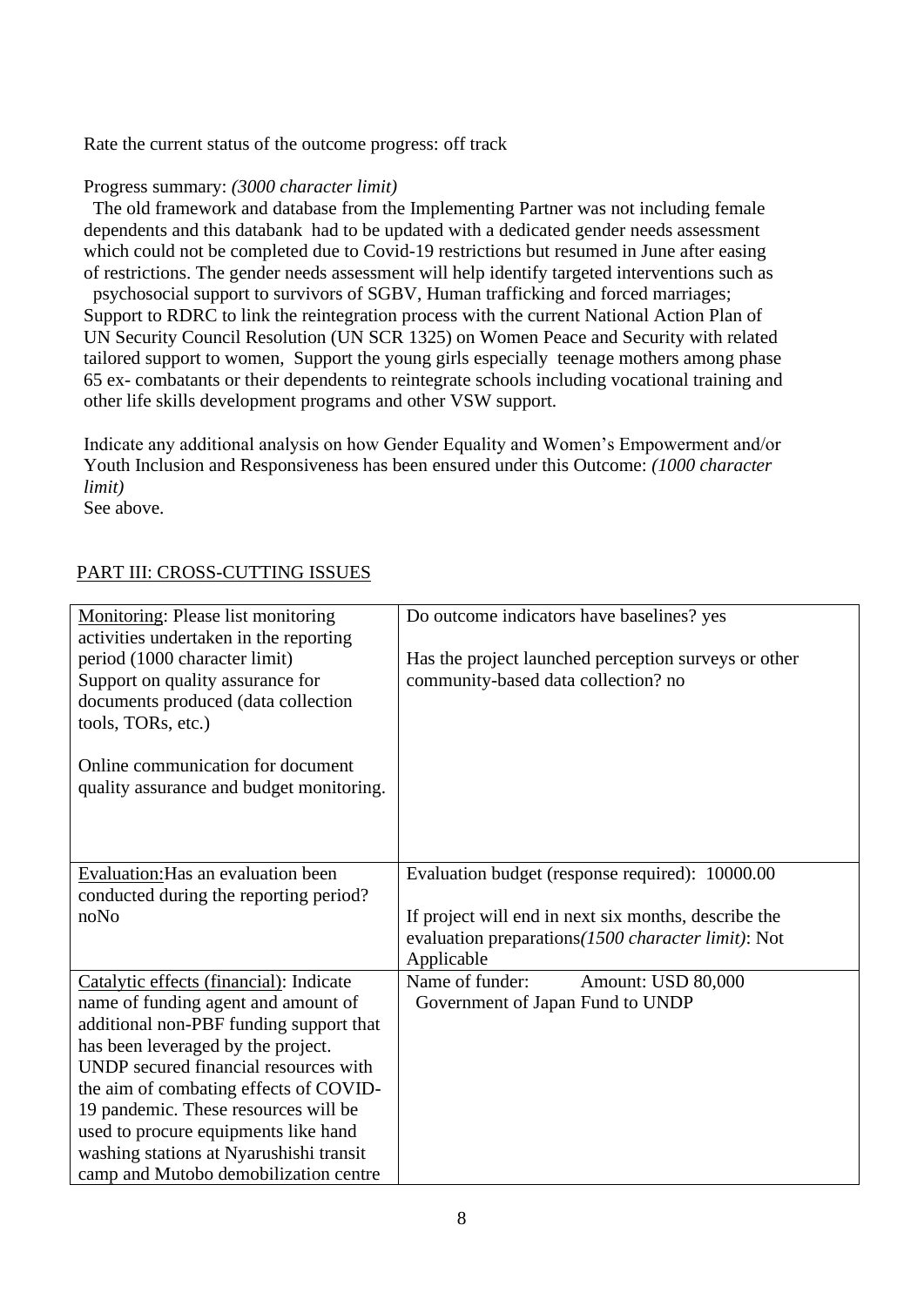Rate the current status of the outcome progress: off track

Progress summary: *(3000 character limit)*
The old framework and database from the Implementing Partner was not including female dependents and this databank had to be updated with a dedicated gender needs assessment which could not be completed due to Covid-19 restrictions but resumed in June after easing of restrictions. The gender needs assessment will help identify targeted interventions such as psychosocial support to survivors of SGBV, Human trafficking and forced marriages; Support to RDRC to link the reintegration process with the current National Action Plan of UN Security Council Resolution (UN SCR 1325) on Women Peace and Security with related tailored support to women, Support the young girls especially teenage mothers among phase 65 ex- combatants or their dependents to reintegrate schools including vocational training and other life skills development programs and other VSW support.

Indicate any additional analysis on how Gender Equality and Women's Empowerment and/or Youth Inclusion and Responsiveness has been ensured under this Outcome: *(1000 character limit)*
See above.

## PART III: CROSS-CUTTING ISSUES

| | |
|---|---|
| Monitoring: Please list monitoring activities undertaken in the reporting period (1000 character limit)<br>Support on quality assurance for documents produced (data collection tools, TORs, etc.)<br><br>Online communication for document quality assurance and budget monitoring. | Do outcome indicators have baselines? yes<br><br>Has the project launched perception surveys or other community-based data collection? no |
| Evaluation: Has an evaluation been conducted during the reporting period? noNo | Evaluation budget (response required): 10000.00<br><br>If project will end in next six months, describe the evaluation preparations*(1500 character limit)*: Not Applicable |
| Catalytic effects (financial): Indicate name of funding agent and amount of additional non-PBF funding support that has been leveraged by the project.<br>UNDP secured financial resources with the aim of combating effects of COVID-19 pandemic. These resources will be used to procure equipments like hand washing stations at Nyarushishi transit camp and Mutobo demobilization centre | Name of funder: Amount: USD 80,000<br>Government of Japan Fund to UNDP |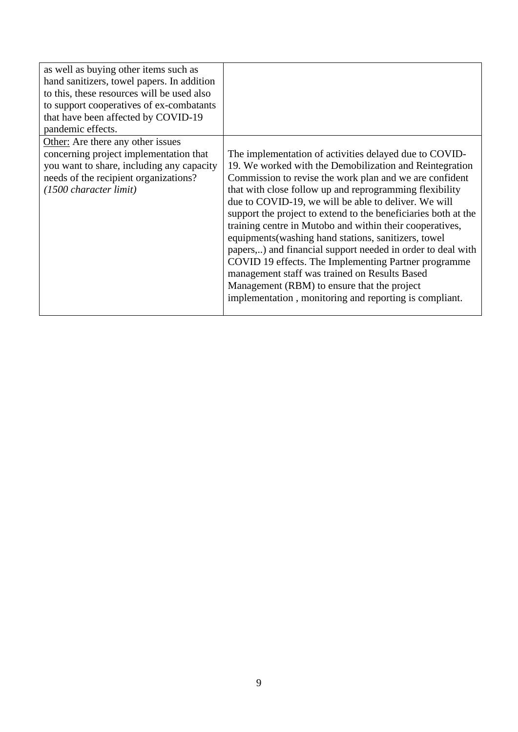| | |
|---|---|
| as well as buying other items such as hand sanitizers, towel papers. In addition to this, these resources will be used also to support cooperatives of ex-combatants that have been affected by COVID-19 pandemic effects. | |
| Other: Are there any other issues concerning project implementation that you want to share, including any capacity needs of the recipient organizations? *(1500 character limit)* | The implementation of activities delayed due to COVID-19. We worked with the Demobilization and Reintegration Commission to revise the work plan and we are confident that with close follow up and reprogramming flexibility due to COVID-19, we will be able to deliver. We will support the project to extend to the beneficiaries both at the training centre in Mutobo and within their cooperatives, equipments(washing hand stations, sanitizers, towel papers,..) and financial support needed in order to deal with COVID 19 effects. The Implementing Partner programme management staff was trained on Results Based Management (RBM) to ensure that the project implementation , monitoring and reporting is compliant. |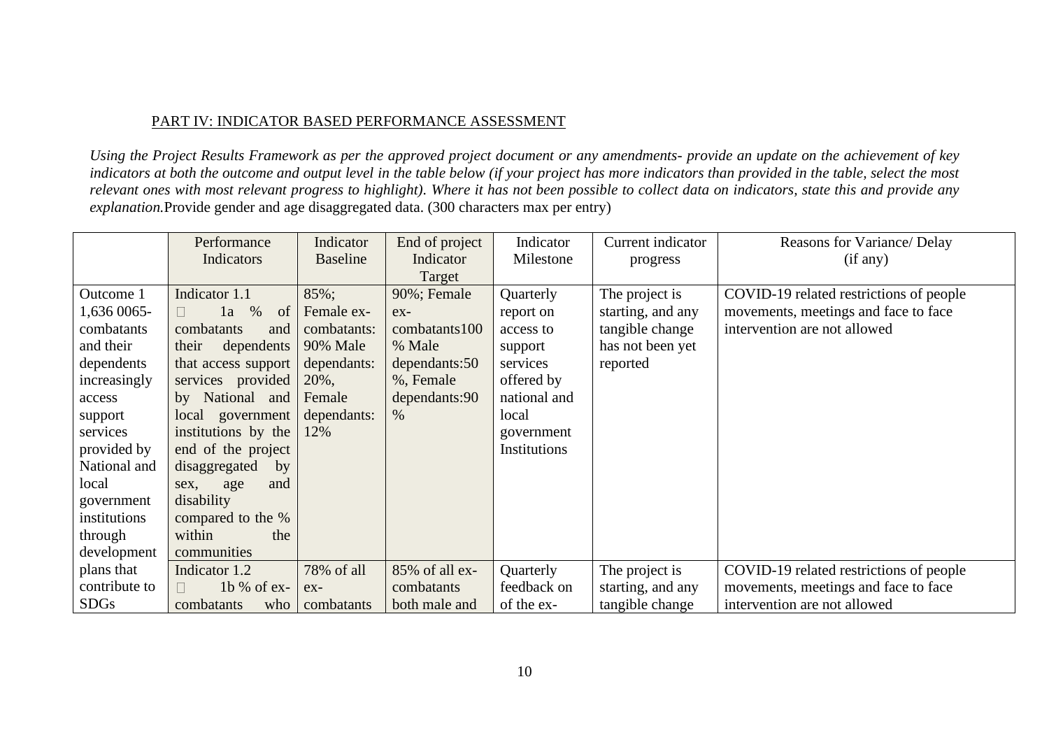## PART IV: INDICATOR BASED PERFORMANCE ASSESSMENT

*Using the Project Results Framework as per the approved project document or any amendments- provide an update on the achievement of key indicators at both the outcome and output level in the table below (if your project has more indicators than provided in the table, select the most relevant ones with most relevant progress to highlight). Where it has not been possible to collect data on indicators, state this and provide any explanation.* Provide gender and age disaggregated data. (300 characters max per entry)

| | Performance Indicators | Indicator Baseline | End of project Indicator Target | Indicator Milestone | Current indicator progress | Reasons for Variance/ Delay (if any) |
|---|---|---|---|---|---|---|
| Outcome 1 1,636 0065-combatants and their dependents increasingly access support services provided by National and local government institutions through development plans that contribute to SDGs | Indicator 1.1 <br> 1a % of combatants and their dependents that access support services provided by National and local government institutions by the end of the project disaggregated by sex, age and disability compared to the % within the communities | 85%; Female ex-combatants: 90% Male dependants: 20%, Female dependants: 12% | 90%; Female ex-combatants100 % Male dependants:50 %, Female dependants:90 % | Quarterly report on access to support services offered by national and local government Institutions | The project is starting, and any tangible change has not been yet reported | COVID-19 related restrictions of people movements, meetings and face to face intervention are not allowed |
| | Indicator 1.2 <br> 1b % of ex-combatants who | 78% of all ex-combatants | 85% of all ex-combatants both male and | Quarterly feedback on of the ex- | The project is starting, and any tangible change | COVID-19 related restrictions of people movements, meetings and face to face intervention are not allowed |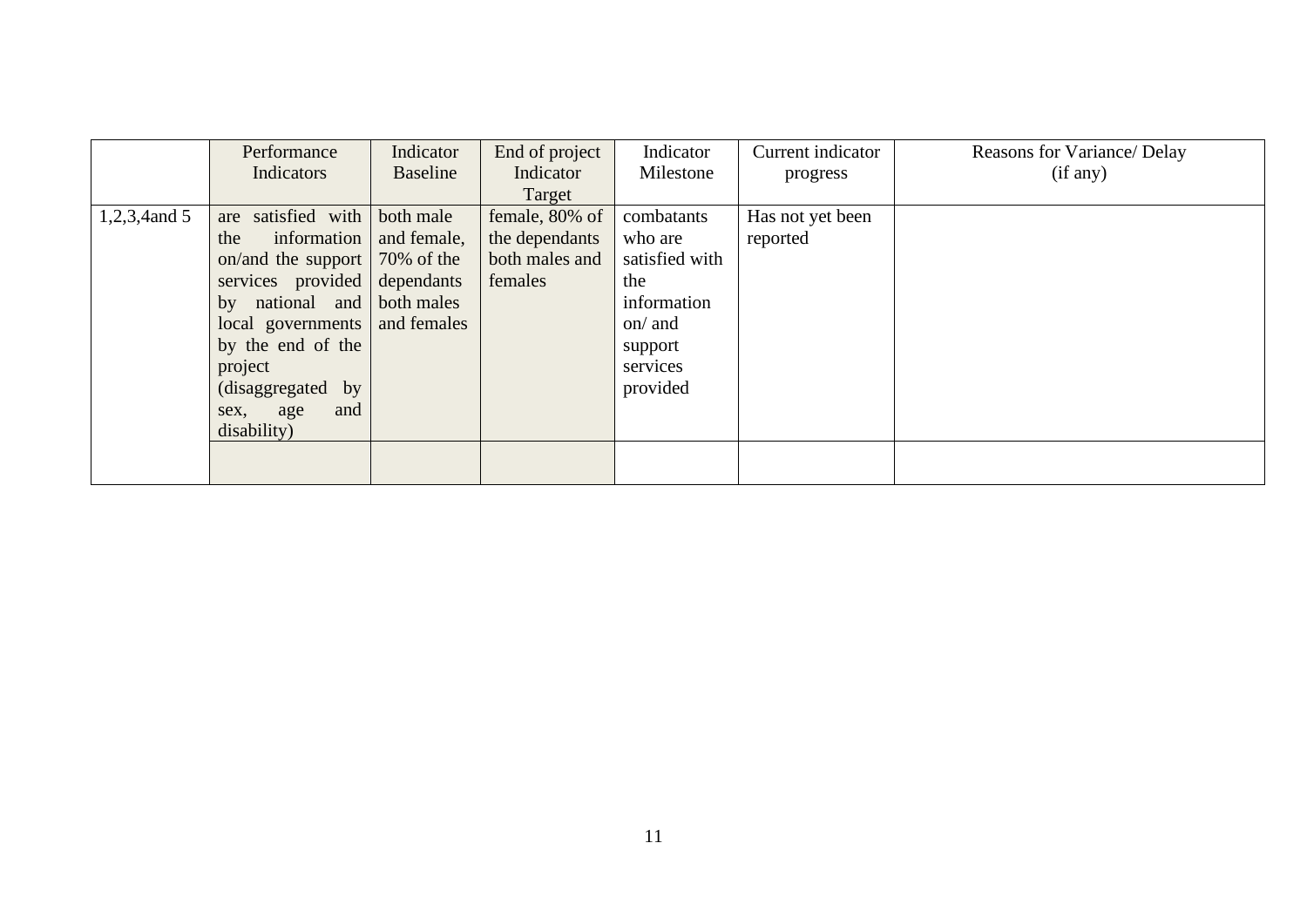| | Performance Indicators | Indicator Baseline | End of project Indicator Target | Indicator Milestone | Current indicator progress | Reasons for Variance/ Delay (if any) |
|---|---|---|---|---|---|---|
| 1,2,3,4and 5 | are satisfied with the information on/and the support services provided by national and local governments by the end of the project (disaggregated by sex, age and disability) | both male and female, 70% of the dependants both males and females | female, 80% of the dependants both males and females | combatants who are satisfied with the information on/ and support services provided | Has not yet been reported | |
| | | | | | | |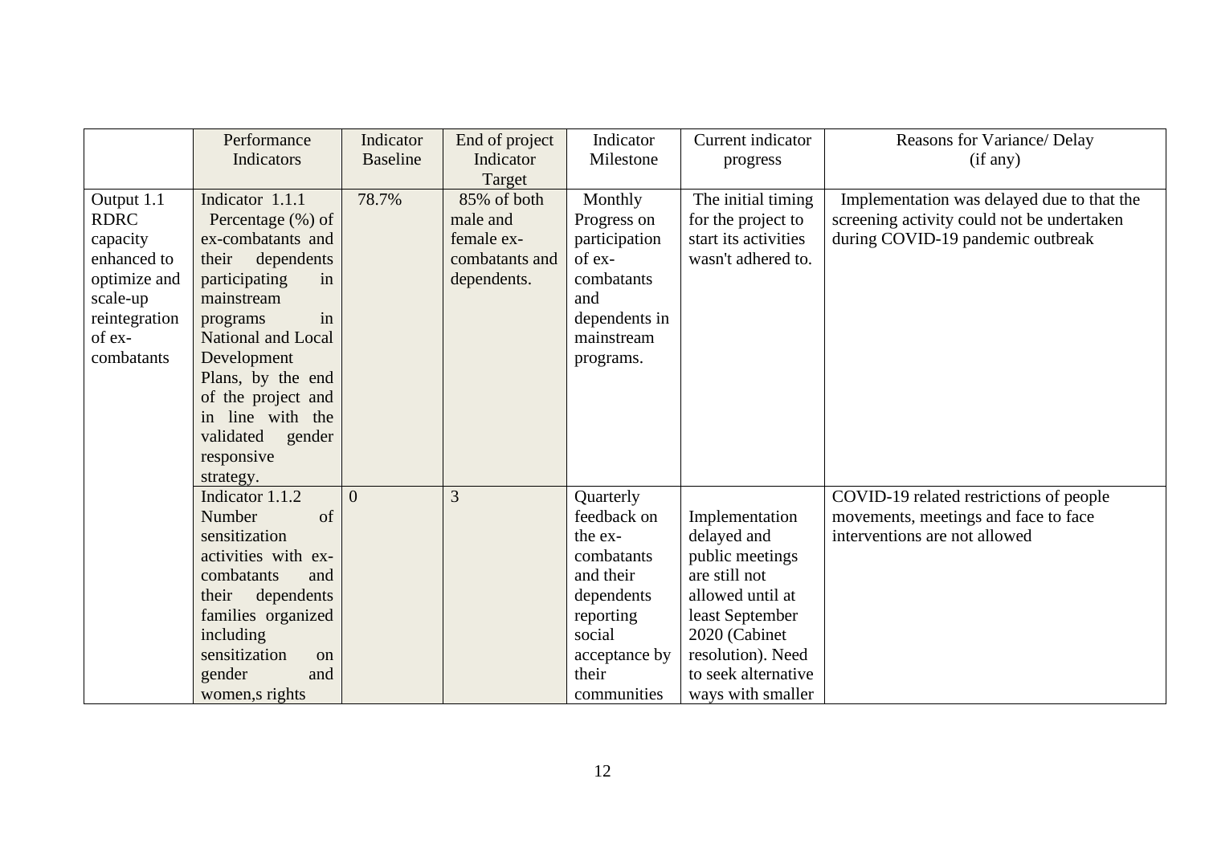| | Performance Indicators | Indicator Baseline | End of project Indicator Target | Indicator Milestone | Current indicator progress | Reasons for Variance/ Delay (if any) |
|---|---|---|---|---|---|---|
| Output 1.1 RDRC capacity enhanced to optimize and scale-up reintegration of ex-combatants | Indicator 1.1.1 Percentage (%) of ex-combatants and their dependents participating in mainstream programs in National and Local Development Plans, by the end of the project and in line with the validated gender responsive strategy. | 78.7% | 85% of both male and female ex-combatants and dependents. | Monthly Progress on participation of ex-combatants and dependents in mainstream programs. | The initial timing for the project to start its activities wasn't adhered to. | Implementation was delayed due to that the screening activity could not be undertaken during COVID-19 pandemic outbreak |
| | Indicator 1.1.2 Number of sensitization activities with ex-combatants and their dependents families organized including sensitization on gender and women,s rights | 0 | 3 | Quarterly feedback on the ex-combatants and their dependents reporting social acceptance by their communities | Implementation delayed and public meetings are still not allowed until at least September 2020 (Cabinet resolution). Need to seek alternative ways with smaller | COVID-19 related restrictions of people movements, meetings and face to face interventions are not allowed |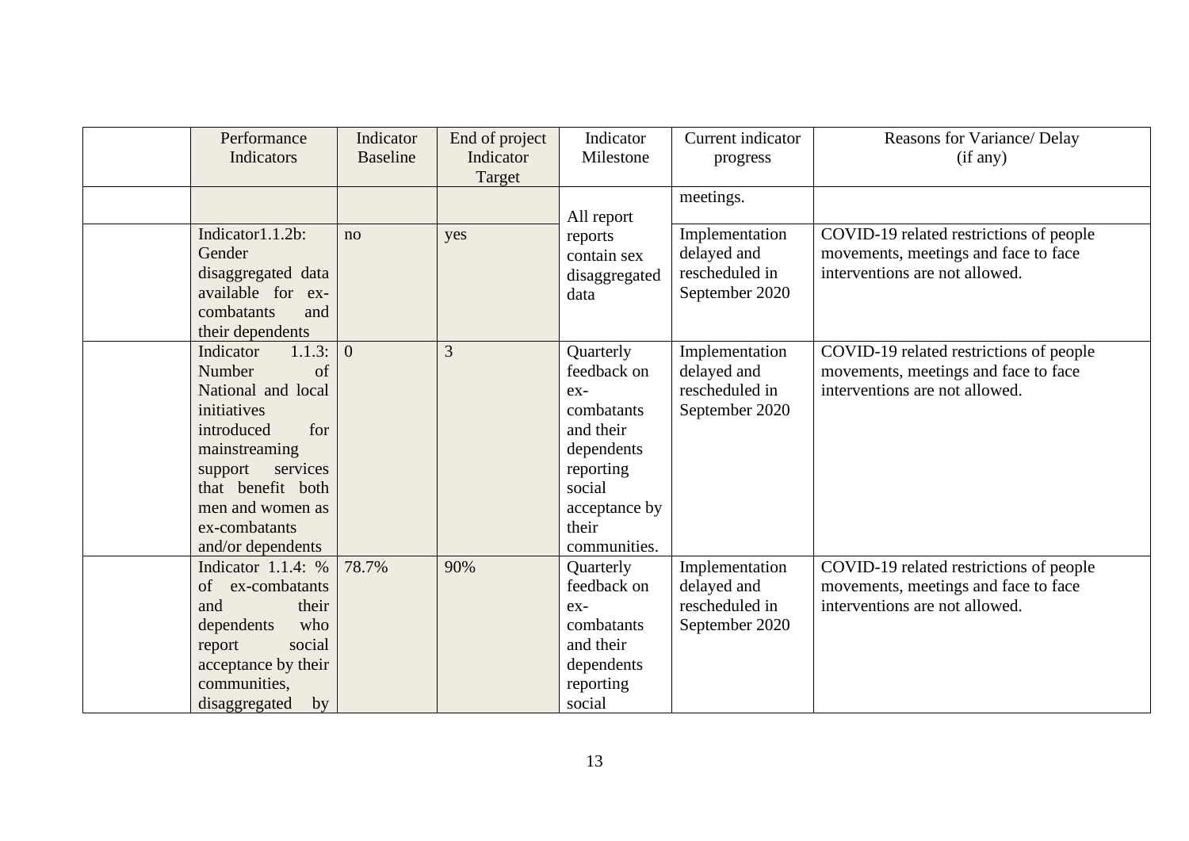| | Performance Indicators | Indicator Baseline | End of project Indicator Target | Indicator Milestone | Current indicator progress | Reasons for Variance/ Delay (if any) |
|---|---|---|---|---|---|---|
| | | | | All report reports contain sex disaggregated data | meetings. | |
| | Indicator1.1.2b: Gender disaggregated data available for ex-combatants and their dependents | no | yes | | Implementation delayed and rescheduled in September 2020 | COVID-19 related restrictions of people movements, meetings and face to face interventions are not allowed. |
| | Indicator 1.1.3: Number of National and local initiatives introduced for mainstreaming support services that benefit both men and women as ex-combatants and/or dependents | 0 | 3 | Quarterly feedback on ex-combatants and their dependents reporting social acceptance by their communities. | Implementation delayed and rescheduled in September 2020 | COVID-19 related restrictions of people movements, meetings and face to face interventions are not allowed. |
| | Indicator 1.1.4: % of ex-combatants and their dependents who report social acceptance by their communities, disaggregated by | 78.7% | 90% | Quarterly feedback on ex-combatants and their dependents reporting social | Implementation delayed and rescheduled in September 2020 | COVID-19 related restrictions of people movements, meetings and face to face interventions are not allowed. |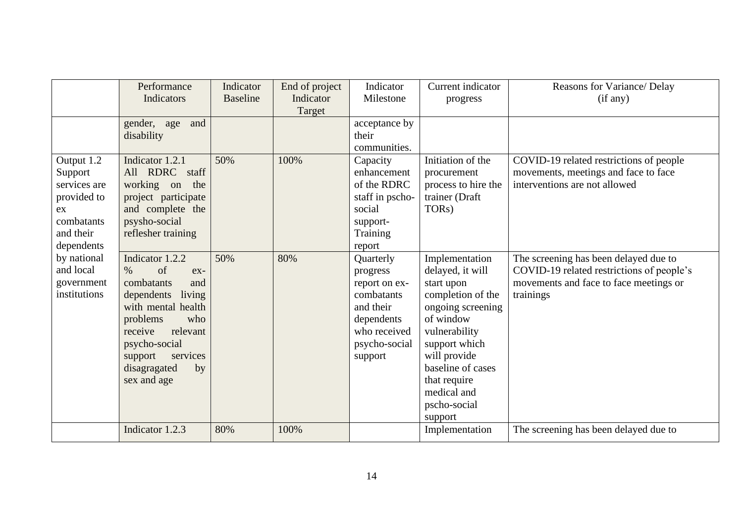| | Performance Indicators | Indicator Baseline | End of project Indicator Target | Indicator Milestone | Current indicator progress | Reasons for Variance/ Delay (if any) |
|---|---|---|---|---|---|---|
| | gender, age and disability | | | acceptance by their communities. | | |
| Output 1.2 Support services are provided to ex combatants and their dependents by national and local government institutions | Indicator 1.2.1 All RDRC staff working on the project participate and complete the psysho-social reflesher training | 50% | 100% | Capacity enhancement of the RDRC staff in pscho-social support- Training report | Initiation of the procurement process to hire the trainer (Draft TORs) | COVID-19 related restrictions of people movements, meetings and face to face interventions are not allowed |
| | Indicator 1.2.2 % of ex-combatants and dependents living with mental health problems who receive relevant psycho-social support services disagragated by sex and age | 50% | 80% | Quarterly progress report on ex-combatants and their dependents who received psycho-social support | Implementation delayed, it will start upon completion of the ongoing screening of window vulnerability support which will provide baseline of cases that require medical and pscho-social support | The screening has been delayed due to COVID-19 related restrictions of people's movements and face to face meetings or trainings |
| | Indicator 1.2.3 | 80% | 100% | | Implementation | The screening has been delayed due to |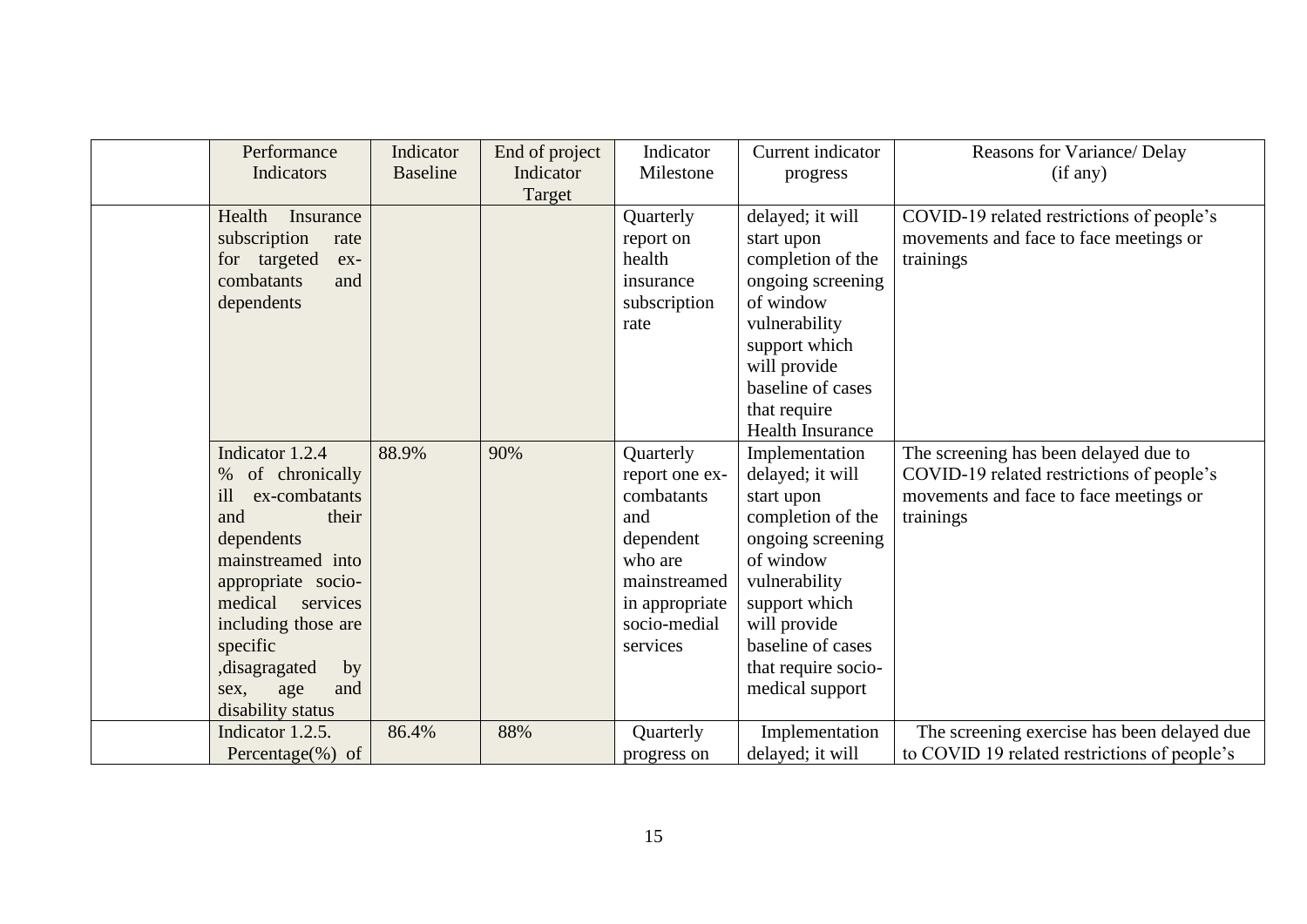| | Performance Indicators | Indicator Baseline | End of project Indicator Target | Indicator Milestone | Current indicator progress | Reasons for Variance/ Delay (if any) |
|---|---|---|---|---|---|---|
| | Health Insurance subscription rate for targeted ex-combatants and dependents | | | Quarterly report on health insurance subscription rate | delayed; it will start upon completion of the ongoing screening of window vulnerability support which will provide baseline of cases that require Health Insurance | COVID-19 related restrictions of people's movements and face to face meetings or trainings |
| | Indicator 1.2.4 % of chronically ill ex-combatants and their dependents mainstreamed into appropriate socio-medical services including those are specific ,disagragated by sex, age and disability status | 88.9% | 90% | Quarterly report one ex-combatants and dependent who are mainstreamed in appropriate socio-medial services | Implementation delayed; it will start upon completion of the ongoing screening of window vulnerability support which will provide baseline of cases that require socio-medical support | The screening has been delayed due to COVID-19 related restrictions of people's movements and face to face meetings or trainings |
| | Indicator 1.2.5. Percentage(%) of | 86.4% | 88% | Quarterly progress on | Implementation delayed; it will | The screening exercise has been delayed due to COVID 19 related restrictions of people's |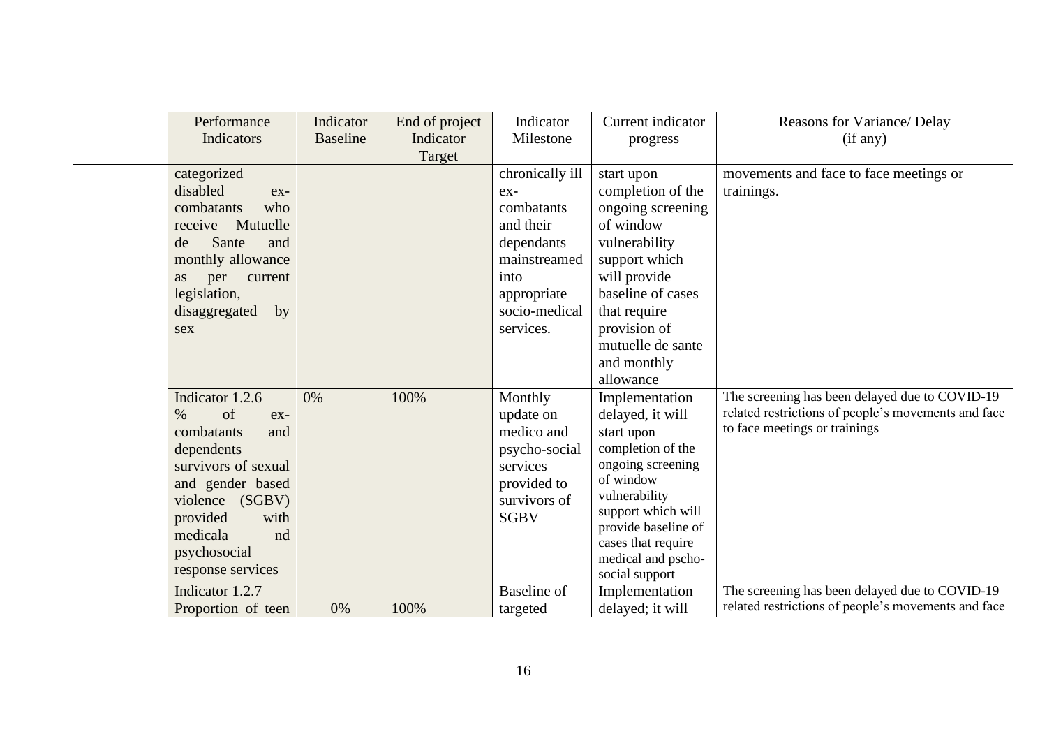| | Performance Indicators | Indicator Baseline | End of project Indicator Target | Indicator Milestone | Current indicator progress | Reasons for Variance/ Delay (if any) |
|---|---|---|---|---|---|---|
| | categorized disabled ex-combatants who receive Mutuelle de Sante and monthly allowance as per current legislation, disaggregated by sex | | | chronically ill ex-combatants and their dependants mainstreamed into appropriate socio-medical services. | start upon completion of the ongoing screening of window vulnerability support which will provide baseline of cases that require provision of mutuelle de sante and monthly allowance | movements and face to face meetings or trainings. |
| | Indicator 1.2.6 % of ex-combatants and dependents survivors of sexual and gender based violence (SGBV) provided with medicala nd psychosocial response services | 0% | 100% | Monthly update on medico and psycho-social services provided to survivors of SGBV | Implementation delayed, it will start upon completion of the ongoing screening of window vulnerability support which will provide baseline of cases that require medical and pscho-social support | The screening has been delayed due to COVID-19 related restrictions of people's movements and face to face meetings or trainings |
| | Indicator 1.2.7 Proportion of teen | 0% | 100% | Baseline of targeted | Implementation delayed; it will | The screening has been delayed due to COVID-19 related restrictions of people's movements and face |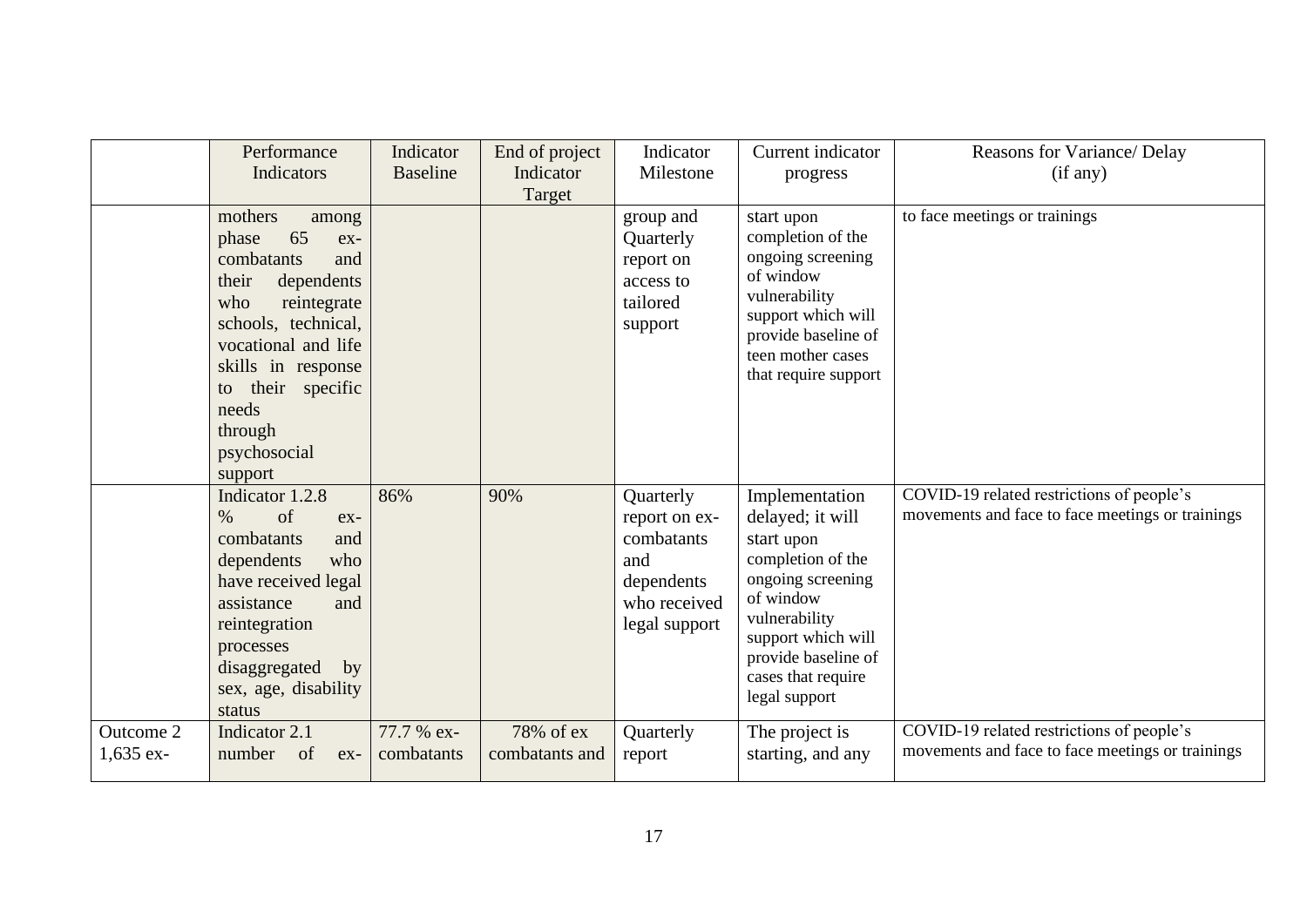| | Performance Indicators | Indicator Baseline | End of project Indicator Target | Indicator Milestone | Current indicator progress | Reasons for Variance/ Delay (if any) |
|---|---|---|---|---|---|---|
| | mothers among phase 65 ex-combatants and their dependents who reintegrate schools, technical, vocational and life skills in response to their specific needs through psychosocial support | | | group and Quarterly report on access to tailored support | start upon completion of the ongoing screening of window vulnerability support which will provide baseline of teen mother cases that require support | to face meetings or trainings |
| | Indicator 1.2.8 % of ex-combatants and dependents who have received legal assistance and reintegration processes disaggregated by sex, age, disability status | 86% | 90% | Quarterly report on ex-combatants and dependents who received legal support | Implementation delayed; it will start upon completion of the ongoing screening of window vulnerability support which will provide baseline of cases that require legal support | COVID-19 related restrictions of people's movements and face to face meetings or trainings |
| Outcome 2 1,635 ex- | Indicator 2.1 number of ex- | 77.7 % ex-combatants | 78% of ex combatants and | Quarterly report | The project is starting, and any | COVID-19 related restrictions of people's movements and face to face meetings or trainings |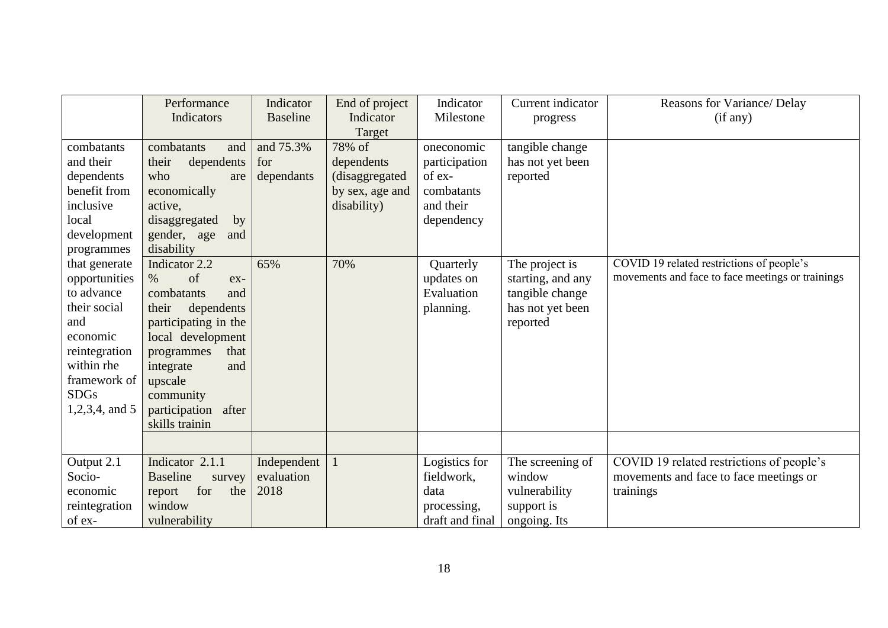| | Performance Indicators | Indicator Baseline | End of project Indicator Target | Indicator Milestone | Current indicator progress | Reasons for Variance/ Delay (if any) |
|---|---|---|---|---|---|---|
| combatants and their dependents benefit from inclusive local development programmes | combatants and their dependents who are economically active, disaggregated by gender, age and disability | and 75.3% for dependants | 78% of dependents (disaggregated by sex, age and disability) | oneconomic participation of ex-combatants and their dependency | tangible change has not yet been reported | |
| that generate opportunities to advance their social and economic reintegration within rhe framework of SDGs 1,2,3,4, and 5 | Indicator 2.2 % of ex-combatants and their dependents participating in the local development programmes that integrate and upscale community participation after skills trainin | 65% | 70% | Quarterly updates on Evaluation planning. | The project is starting, and any tangible change has not yet been reported | COVID 19 related restrictions of people's movements and face to face meetings or trainings |
| | | | | | | |
| Output 2.1 Socio-economic reintegration of ex- | Indicator 2.1.1 Baseline survey report for the window vulnerability | Independent evaluation 2018 | 1 | Logistics for fieldwork, data processing, draft and final | The screening of window vulnerability support is ongoing. Its | COVID 19 related restrictions of people's movements and face to face meetings or trainings |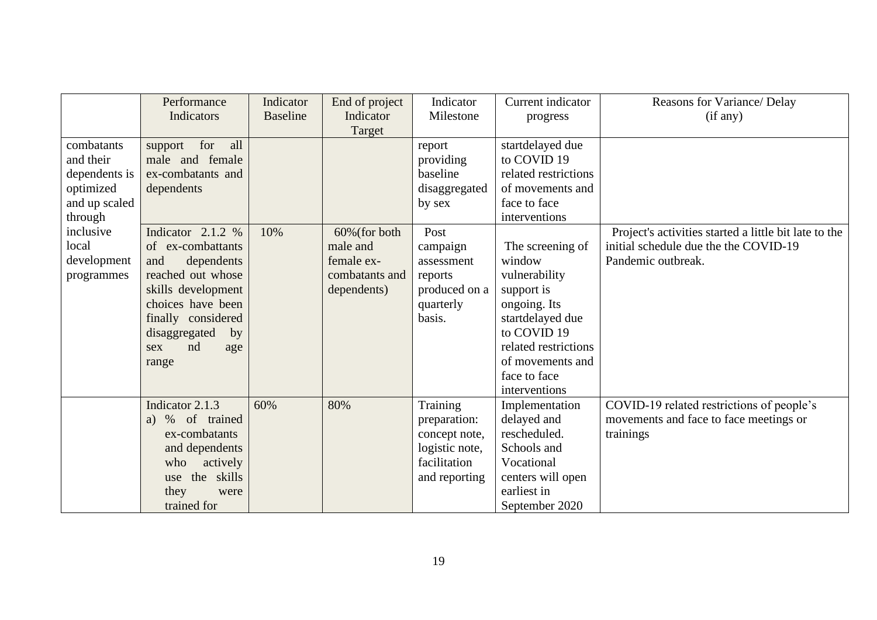| | Performance Indicators | Indicator Baseline | End of project Indicator Target | Indicator Milestone | Current indicator progress | Reasons for Variance/ Delay (if any) |
|---|---|---|---|---|---|---|
| combatants and their dependents is optimized and up scaled through inclusive local development programmes | support for all male and female ex-combatants and dependents | | | report providing baseline disaggregated by sex | startdelayed due to COVID 19 related restrictions of movements and face to face interventions | |
| | Indicator 2.1.2 % of ex-combattants and dependents reached out whose skills development choices have been finally considered disaggregated by sex nd age range | 10% | 60%(for both male and female ex-combatants and dependents) | Post campaign assessment reports produced on a quarterly basis. | The screening of window vulnerability support is ongoing. Its startdelayed due to COVID 19 related restrictions of movements and face to face interventions | Project's activities started a little bit late to the initial schedule due the the COVID-19 Pandemic outbreak. |
| | Indicator 2.1.3<br>a) % of trained ex-combatants and dependents who actively use the skills they were trained for | 60% | 80% | Training preparation: concept note, logistic note, facilitation and reporting | Implementation delayed and rescheduled. Schools and Vocational centers will open earliest in September 2020 | COVID-19 related restrictions of people's movements and face to face meetings or trainings |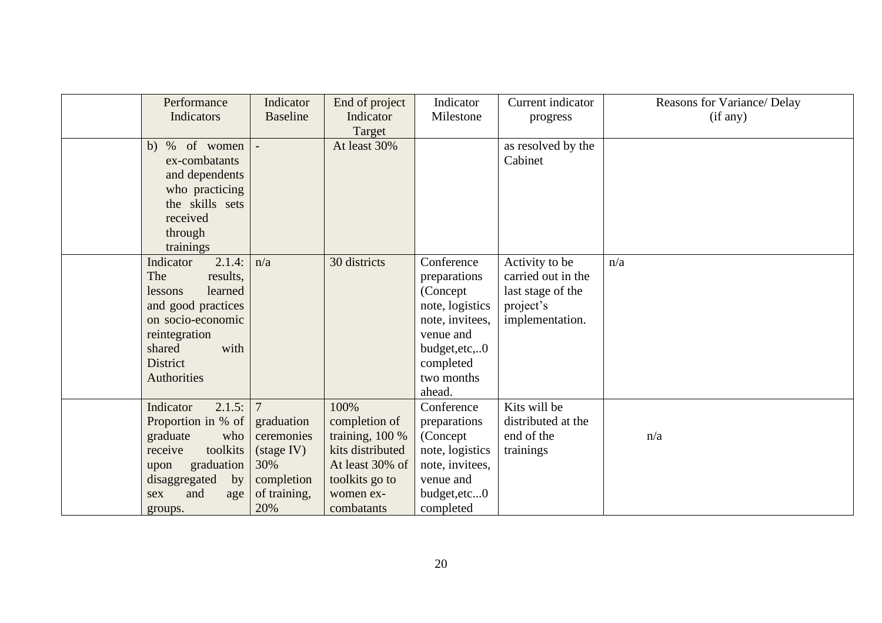| | Performance Indicators | Indicator Baseline | End of project Indicator Target | Indicator Milestone | Current indicator progress | Reasons for Variance/ Delay (if any) |
|---|---|---|---|---|---|---|
| | b) % of women ex-combatants and dependents who practicing the skills sets received through trainings | - | At least 30% | | as resolved by the Cabinet | |
| | Indicator 2.1.4: The results, lessons learned and good practices on socio-economic reintegration shared with District Authorities | n/a | 30 districts | Conference preparations (Concept note, logistics note, invitees, venue and budget,etc,..0 completed two months ahead. | Activity to be carried out in the last stage of the project's implementation. | n/a |
| | Indicator 2.1.5: Proportion in % of graduate who receive toolkits upon graduation disaggregated by sex and age groups. | 7 graduation ceremonies (stage IV) 30% completion of training, 20% | 100% completion of training, 100 % kits distributed At least 30% of toolkits go to women ex-combatants | Conference preparations (Concept note, logistics note, invitees, venue and budget,etc...0 completed | Kits will be distributed at the end of the trainings | n/a |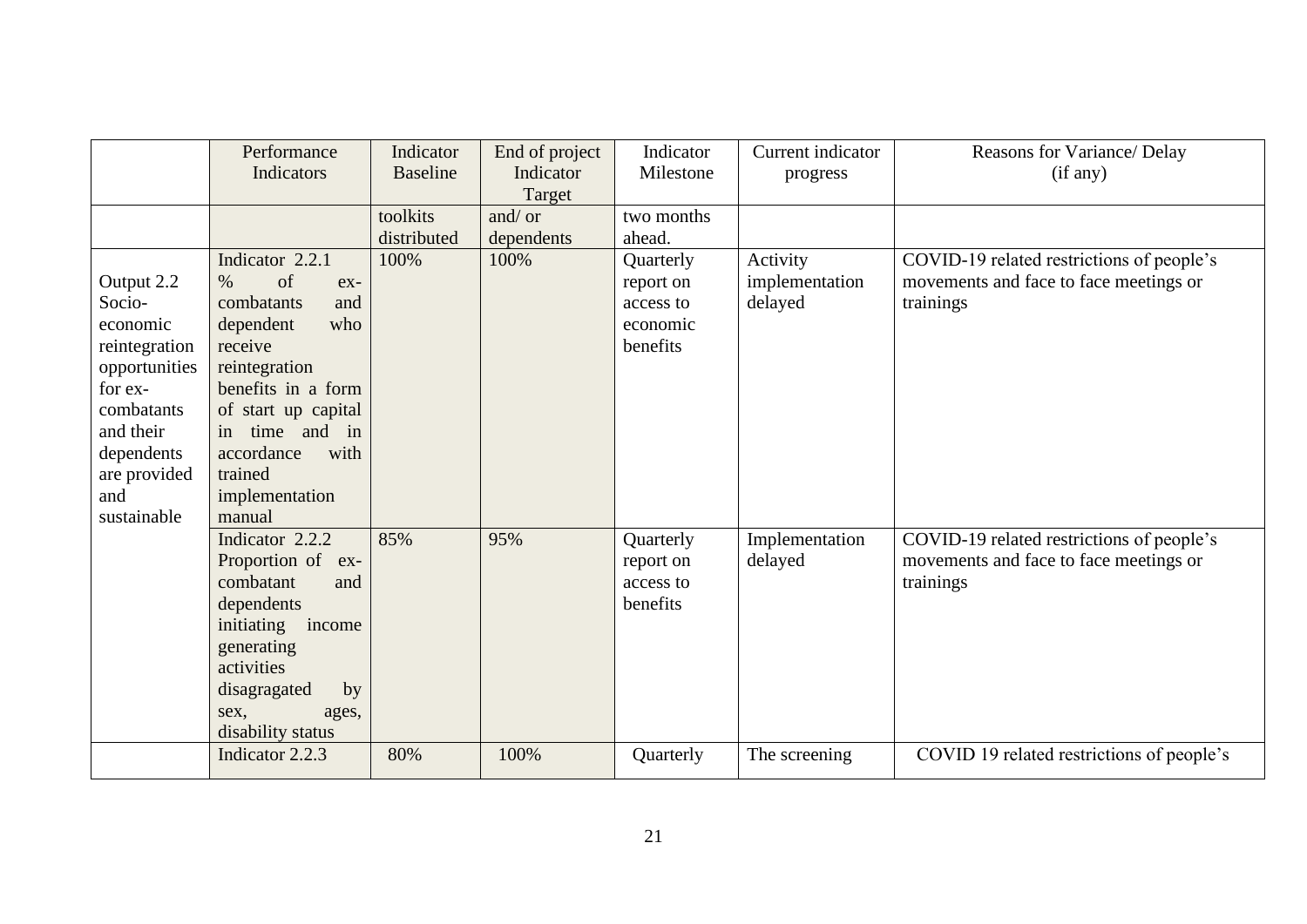| | Performance Indicators | Indicator Baseline | End of project Indicator Target | Indicator Milestone | Current indicator progress | Reasons for Variance/ Delay (if any) |
|---|---|---|---|---|---|---|
| | | toolkits distributed | and/ or dependents | two months ahead. | | |
| Output 2.2 Socio-economic reintegration opportunities for ex-combatants and their dependents are provided and sustainable | Indicator 2.2.1 % of ex-combatants and dependent who receive reintegration benefits in a form of start up capital in time and in accordance with trained implementation manual | 100% | 100% | Quarterly report on access to economic benefits | Activity implementation delayed | COVID-19 related restrictions of people's movements and face to face meetings or trainings |
| | Indicator 2.2.2 Proportion of ex-combatant and dependents initiating income generating activities disagragated by sex, ages, disability status | 85% | 95% | Quarterly report on access to benefits | Implementation delayed | COVID-19 related restrictions of people's movements and face to face meetings or trainings |
| | Indicator 2.2.3 | 80% | 100% | Quarterly | The screening | COVID 19 related restrictions of people's |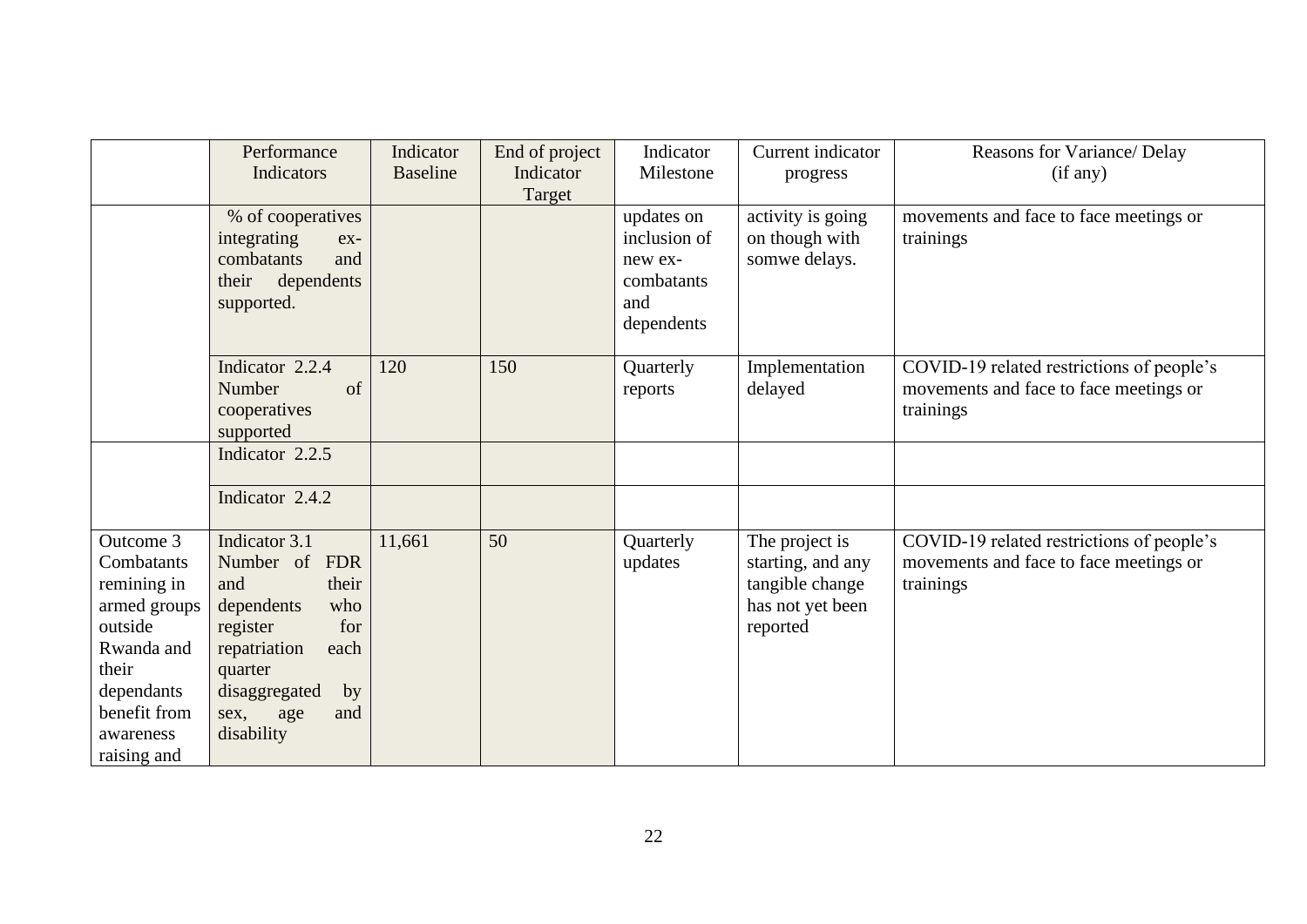| | Performance Indicators | Indicator Baseline | End of project Indicator Target | Indicator Milestone | Current indicator progress | Reasons for Variance/ Delay (if any) |
|---|---|---|---|---|---|---|
| | % of cooperatives integrating ex-combatants and their dependents supported. | | | updates on inclusion of new ex-combatants and dependents | activity is going on though with somwe delays. | movements and face to face meetings or trainings |
| | Indicator 2.2.4 Number of cooperatives supported | 120 | 150 | Quarterly reports | Implementation delayed | COVID-19 related restrictions of people's movements and face to face meetings or trainings |
| | Indicator 2.2.5 | | | | | |
| | Indicator 2.4.2 | | | | | |
| Outcome 3 Combatants remining in armed groups outside Rwanda and their dependants benefit from awareness raising and | Indicator 3.1 Number of FDR and their dependents who register for repatriation each quarter disaggregated by sex, age and disability | 11,661 | 50 | Quarterly updates | The project is starting, and any tangible change has not yet been reported | COVID-19 related restrictions of people's movements and face to face meetings or trainings |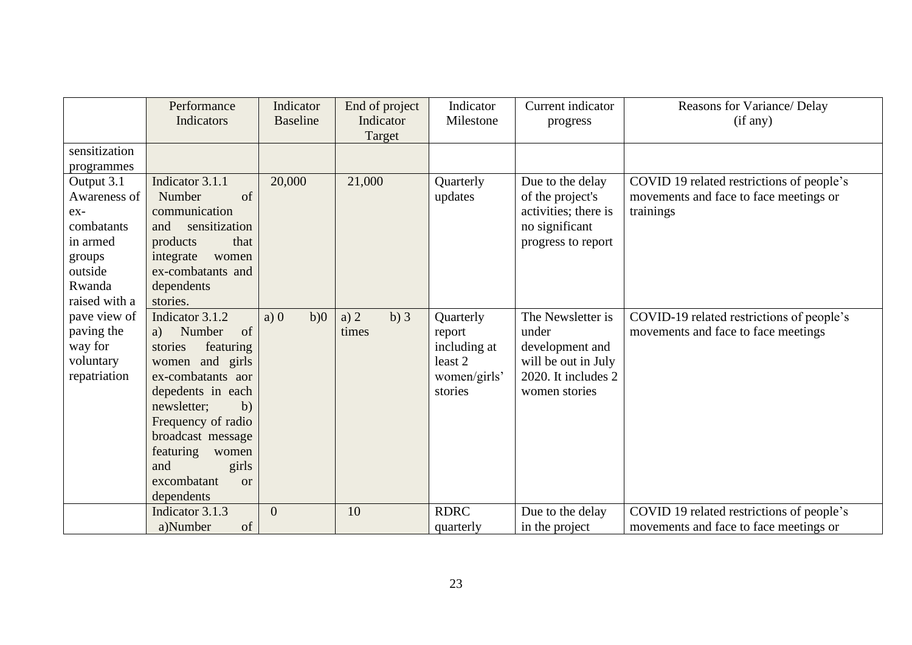| | Performance Indicators | Indicator Baseline | End of project Indicator Target | Indicator Milestone | Current indicator progress | Reasons for Variance/ Delay (if any) |
|---|---|---|---|---|---|---|
| sensitization programmes | | | | | | |
| Output 3.1 Awareness of ex-combatants in armed groups outside Rwanda raised with a pave view of paving the way for voluntary repatriation | Indicator 3.1.1 Number of communication and sensitization products that integrate women ex-combatants and dependents stories. | 20,000 | 21,000 | Quarterly updates | Due to the delay of the project's activities; there is no significant progress to report | COVID 19 related restrictions of people's movements and face to face meetings or trainings |
| | Indicator 3.1.2 a) Number of stories featuring women and girls ex-combatants aor depedents in each newsletter; b) Frequency of radio broadcast message featuring women and girls excombatant or dependents | a) 0 b)0 | a) 2 b) 3 times | Quarterly report including at least 2 women/girls' stories | The Newsletter is under development and will be out in July 2020. It includes 2 women stories | COVID-19 related restrictions of people's movements and face to face meetings |
| | Indicator 3.1.3 a)Number of | 0 | 10 | RDRC quarterly | Due to the delay in the project | COVID 19 related restrictions of people's movements and face to face meetings or |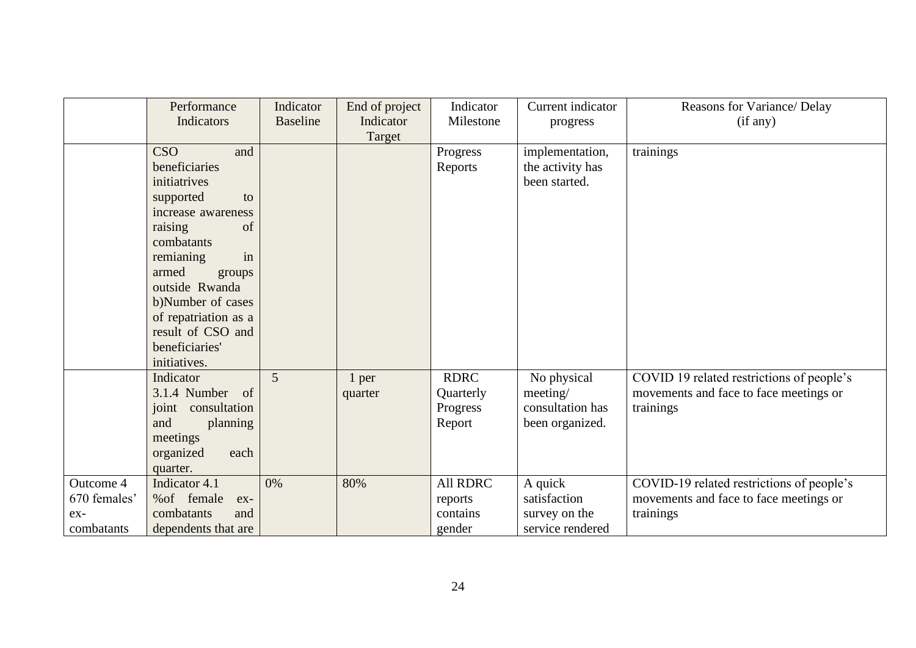|  | Performance Indicators | Indicator Baseline | End of project Indicator Target | Indicator Milestone | Current indicator progress | Reasons for Variance/ Delay (if any) |
|---|---|---|---|---|---|---|
|  | CSO and beneficiaries initiatrives supported to increase awareness raising of combatants remianing in armed groups outside Rwanda b)Number of cases of repatriation as a result of CSO and beneficiaries' initiatives. |  |  | Progress Reports | implementation, the activity has been started. | trainings |
|  | Indicator 3.1.4 Number of joint consultation and planning meetings organized each quarter. | 5 | 1 per quarter | RDRC Quarterly Progress Report | No physical meeting/ consultation has been organized. | COVID 19 related restrictions of people's movements and face to face meetings or trainings |
| Outcome 4 670 females' ex-combatants | Indicator 4.1 %of female ex-combatants and dependents that are | 0% | 80% | All RDRC reports contains gender | A quick satisfaction survey on the service rendered | COVID-19 related restrictions of people's movements and face to face meetings or trainings |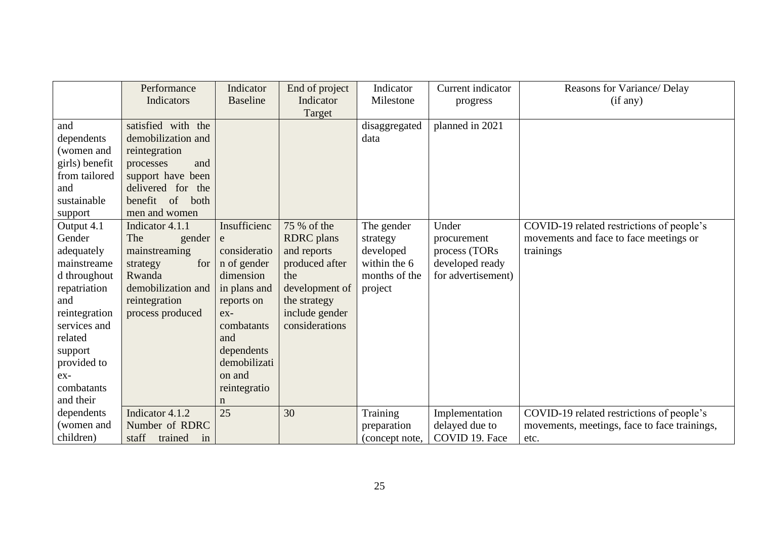| | Performance Indicators | Indicator Baseline | End of project Indicator Target | Indicator Milestone | Current indicator progress | Reasons for Variance/ Delay (if any) |
|---|---|---|---|---|---|---|
| and dependents (women and girls) benefit from tailored and sustainable support | satisfied with the demobilization and reintegration processes and support have been delivered for the benefit of both men and women | | | disaggregated data | planned in 2021 | |
| Output 4.1 Gender adequately mainstreamed throughout repatriation and reintegration services and related support provided to ex-combatants and their dependents (women and children) | Indicator 4.1.1 The gender mainstreaming strategy for Rwanda demobilization and reintegration process produced | Insufficience consideration of gender dimension in plans and reports on ex-combatants and dependents demobilization and reintegration | 75 % of the RDRC plans and reports produced after the development of the strategy include gender considerations | The gender strategy developed within the 6 months of the project | Under procurement process (TORs developed ready for advertisement) | COVID-19 related restrictions of people's movements and face to face meetings or trainings |
| | Indicator 4.1.2 Number of RDRC staff trained in | 25 | 30 | Training preparation (concept note, | Implementation delayed due to COVID 19. Face | COVID-19 related restrictions of people's movements, meetings, face to face trainings, etc. |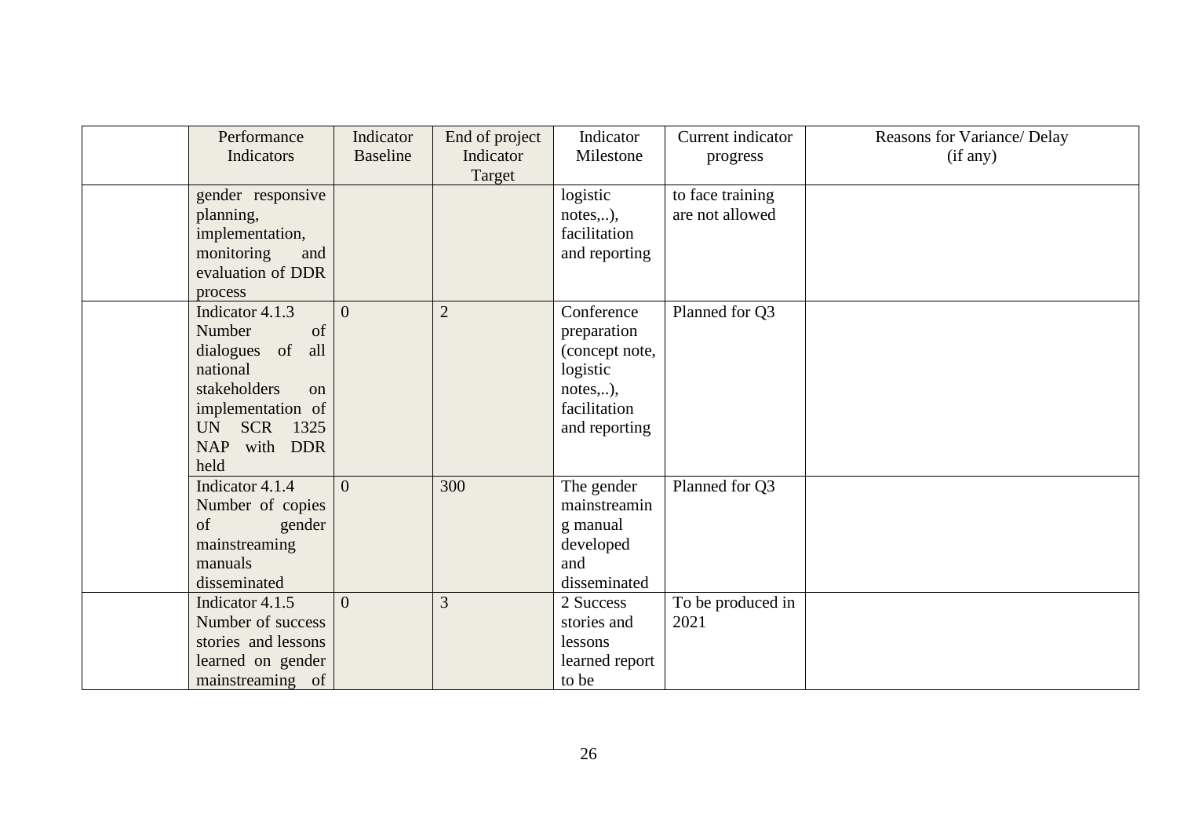| | Performance Indicators | Indicator Baseline | End of project Indicator Target | Indicator Milestone | Current indicator progress | Reasons for Variance/ Delay (if any) |
|---|---|---|---|---|---|---|
| | gender responsive planning, implementation, monitoring and evaluation of DDR process | | | logistic notes,..), facilitation and reporting | to face training are not allowed | |
| | Indicator 4.1.3 Number of dialogues of all national stakeholders on implementation of UN SCR 1325 NAP with DDR held | 0 | 2 | Conference preparation (concept note, logistic notes,..), facilitation and reporting | Planned for Q3 | |
| | Indicator 4.1.4 Number of copies of gender mainstreaming manuals disseminated | 0 | 300 | The gender mainstreaming manual developed and disseminated | Planned for Q3 | |
| | Indicator 4.1.5 Number of success stories and lessons learned on gender mainstreaming of | 0 | 3 | 2 Success stories and lessons learned report to be | To be produced in 2021 | |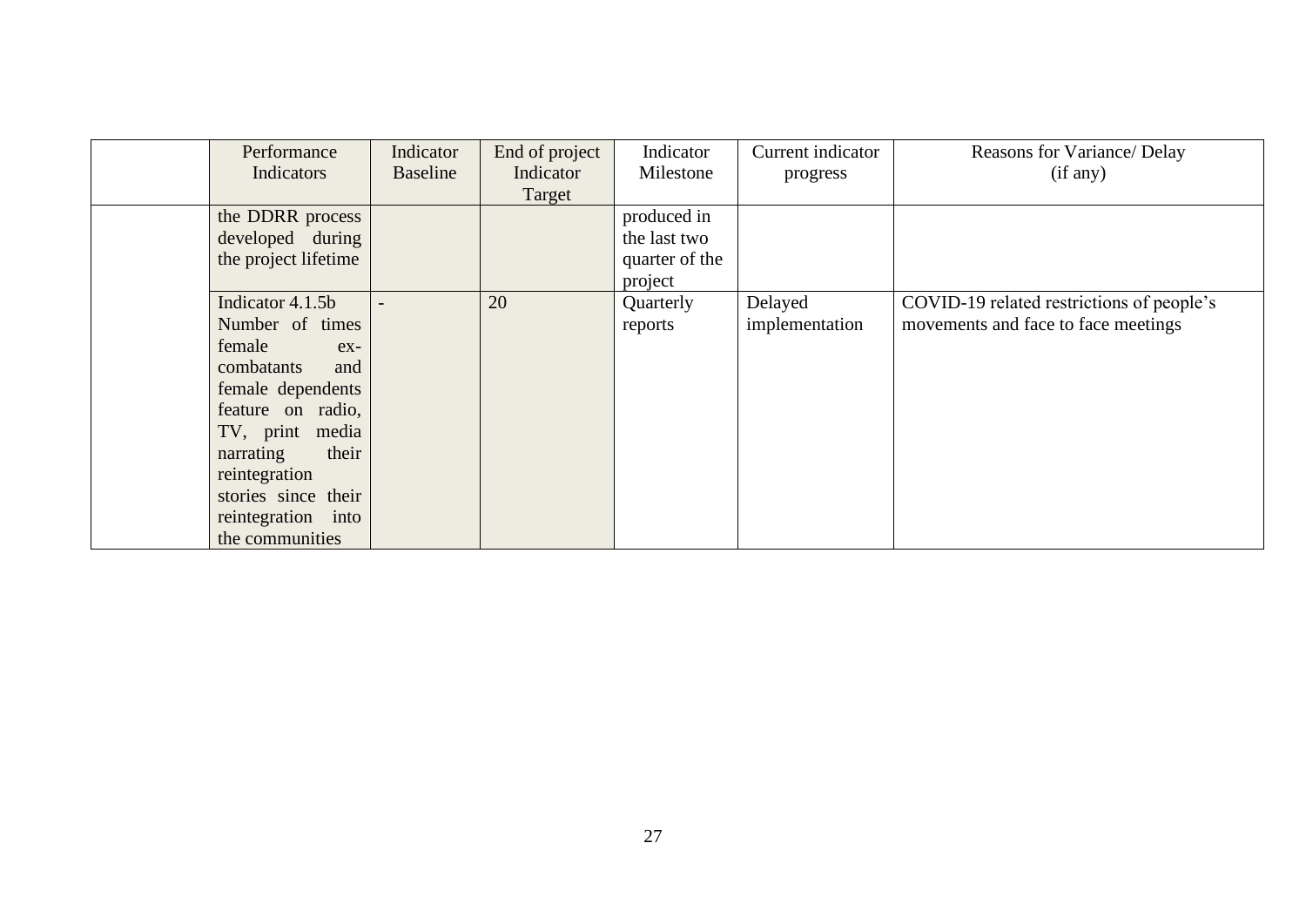| | Performance Indicators | Indicator Baseline | End of project Indicator Target | Indicator Milestone | Current indicator progress | Reasons for Variance/ Delay (if any) |
|---|---|---|---|---|---|---|
| | the DDRR process developed during the project lifetime | | | produced in the last two quarter of the project | | |
| | Indicator 4.1.5b Number of times female ex-combatants and female dependents feature on radio, TV, print media narrating their reintegration stories since their reintegration into the communities | - | 20 | Quarterly reports | Delayed implementation | COVID-19 related restrictions of people's movements and face to face meetings |